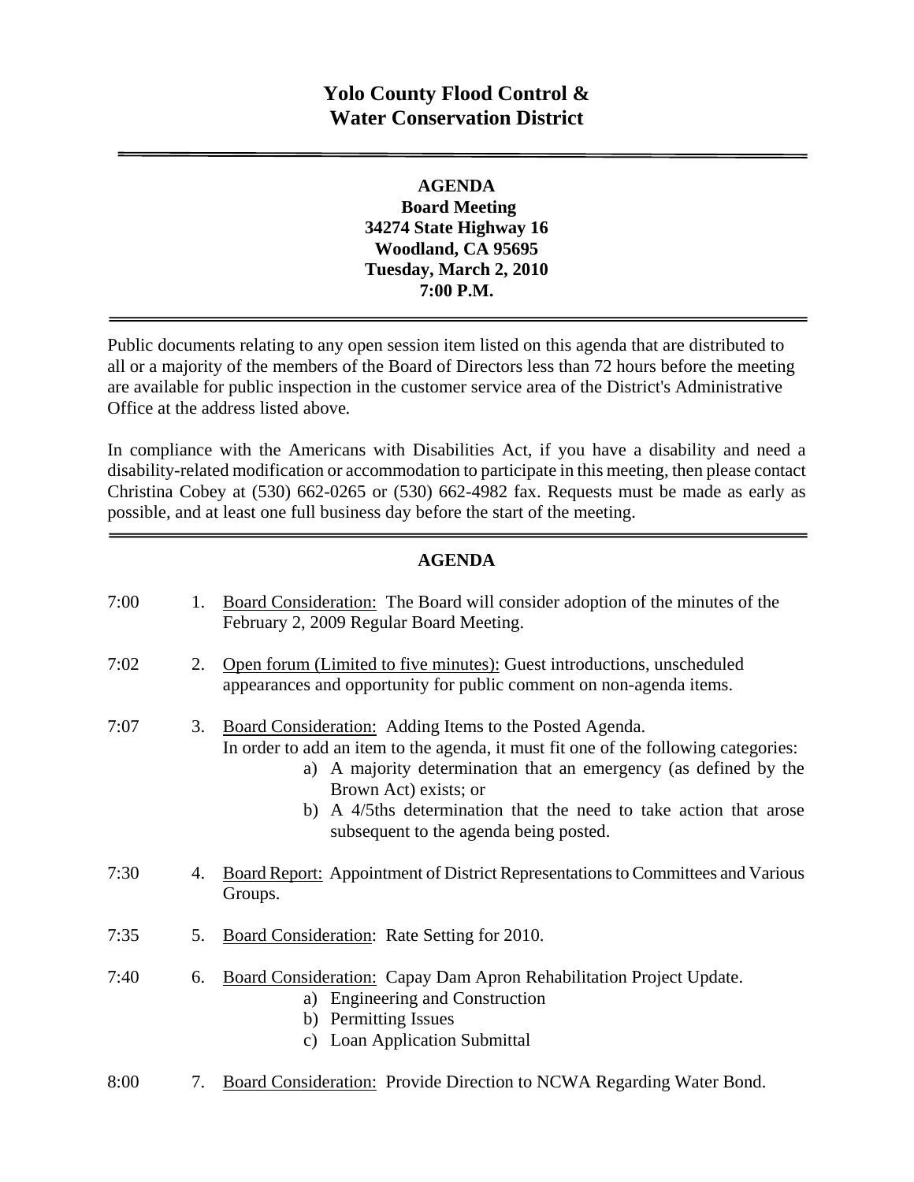# Yolo County Flood Control & Water Conservation District

**AGENDA**
**Board Meeting**
**34274 State Highway 16**
**Woodland, CA 95695**
**Tuesday, March 2, 2010**
**7:00 P.M.**

Public documents relating to any open session item listed on this agenda that are distributed to all or a majority of the members of the Board of Directors less than 72 hours before the meeting are available for public inspection in the customer service area of the District's Administrative Office at the address listed above.

In compliance with the Americans with Disabilities Act, if you have a disability and need a disability-related modification or accommodation to participate in this meeting, then please contact Christina Cobey at (530) 662-0265 or (530) 662-4982 fax. Requests must be made as early as possible, and at least one full business day before the start of the meeting.

## AGENDA

7:00 1. Board Consideration: The Board will consider adoption of the minutes of the February 2, 2009 Regular Board Meeting.

7:02 2. Open forum (Limited to five minutes): Guest introductions, unscheduled appearances and opportunity for public comment on non-agenda items.

7:07 3. Board Consideration: Adding Items to the Posted Agenda.
In order to add an item to the agenda, it must fit one of the following categories:
   a) A majority determination that an emergency (as defined by the Brown Act) exists; or
   b) A 4/5ths determination that the need to take action that arose subsequent to the agenda being posted.

7:30 4. Board Report: Appointment of District Representations to Committees and Various Groups.

7:35 5. Board Consideration: Rate Setting for 2010.

7:40 6. Board Consideration: Capay Dam Apron Rehabilitation Project Update.
   a) Engineering and Construction
   b) Permitting Issues
   c) Loan Application Submittal

8:00 7. Board Consideration: Provide Direction to NCWA Regarding Water Bond.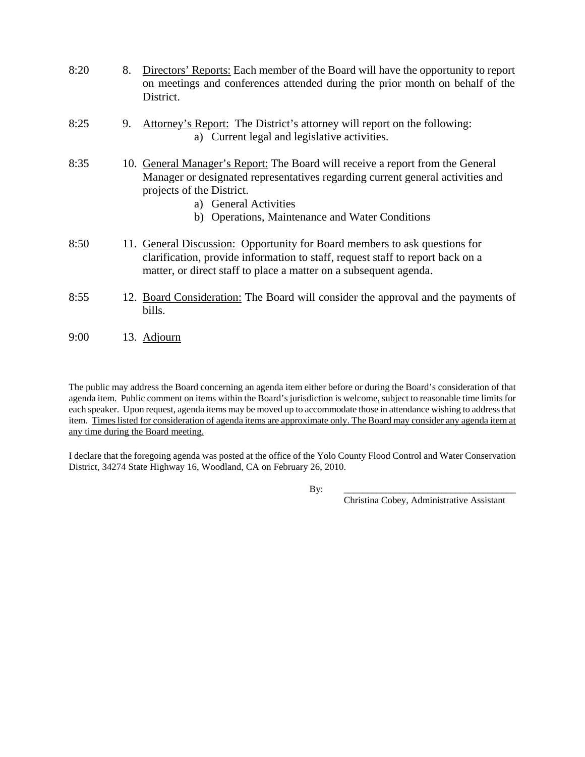8:20 8. <u>Directors' Reports:</u> Each member of the Board will have the opportunity to report on meetings and conferences attended during the prior month on behalf of the District.

8:25 9. <u>Attorney's Report:</u> The District's attorney will report on the following:

a) Current legal and legislative activities.

8:35 10. <u>General Manager's Report:</u> The Board will receive a report from the General Manager or designated representatives regarding current general activities and projects of the District.

a) General Activities
b) Operations, Maintenance and Water Conditions

8:50 11. <u>General Discussion:</u> Opportunity for Board members to ask questions for clarification, provide information to staff, request staff to report back on a matter, or direct staff to place a matter on a subsequent agenda.

8:55 12. <u>Board Consideration:</u> The Board will consider the approval and the payments of bills.

9:00 13. <u>Adjourn</u>

The public may address the Board concerning an agenda item either before or during the Board's consideration of that agenda item. Public comment on items within the Board's jurisdiction is welcome, subject to reasonable time limits for each speaker. Upon request, agenda items may be moved up to accommodate those in attendance wishing to address that item. <u>Times listed for consideration of agenda items are approximate only. The Board may consider any agenda item at any time during the Board meeting.</u>

I declare that the foregoing agenda was posted at the office of the Yolo County Flood Control and Water Conservation District, 34274 State Highway 16, Woodland, CA on February 26, 2010.

By: ____________________________________

Christina Cobey, Administrative Assistant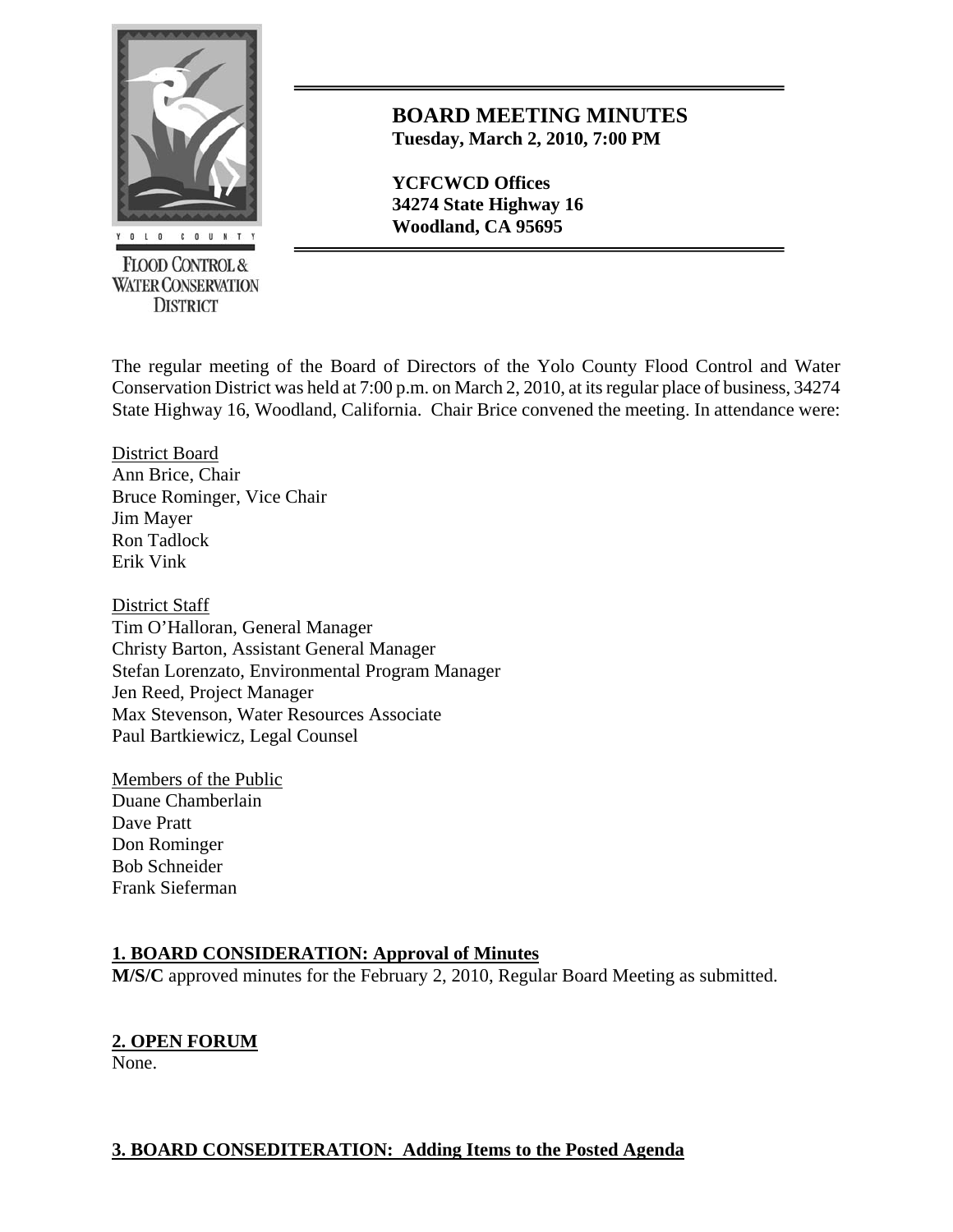# BOARD MEETING MINUTES

**Tuesday, March 2, 2010, 7:00 PM**

**YCFCWCD Offices**
**34274 State Highway 16**
**Woodland, CA 95695**

YOLO COUNTY FLOOD CONTROL & WATER CONSERVATION DISTRICT

The regular meeting of the Board of Directors of the Yolo County Flood Control and Water Conservation District was held at 7:00 p.m. on March 2, 2010, at its regular place of business, 34274 State Highway 16, Woodland, California. Chair Brice convened the meeting. In attendance were:

District Board
Ann Brice, Chair
Bruce Rominger, Vice Chair
Jim Mayer
Ron Tadlock
Erik Vink

District Staff
Tim O'Halloran, General Manager
Christy Barton, Assistant General Manager
Stefan Lorenzato, Environmental Program Manager
Jen Reed, Project Manager
Max Stevenson, Water Resources Associate
Paul Bartkiewicz, Legal Counsel

Members of the Public
Duane Chamberlain
Dave Pratt
Don Rominger
Bob Schneider
Frank Sieferman

## 1. BOARD CONSIDERATION: Approval of Minutes

**M/S/C** approved minutes for the February 2, 2010, Regular Board Meeting as submitted.

## 2. OPEN FORUM

None.

## 3. BOARD CONSEDITERATION: Adding Items to the Posted Agenda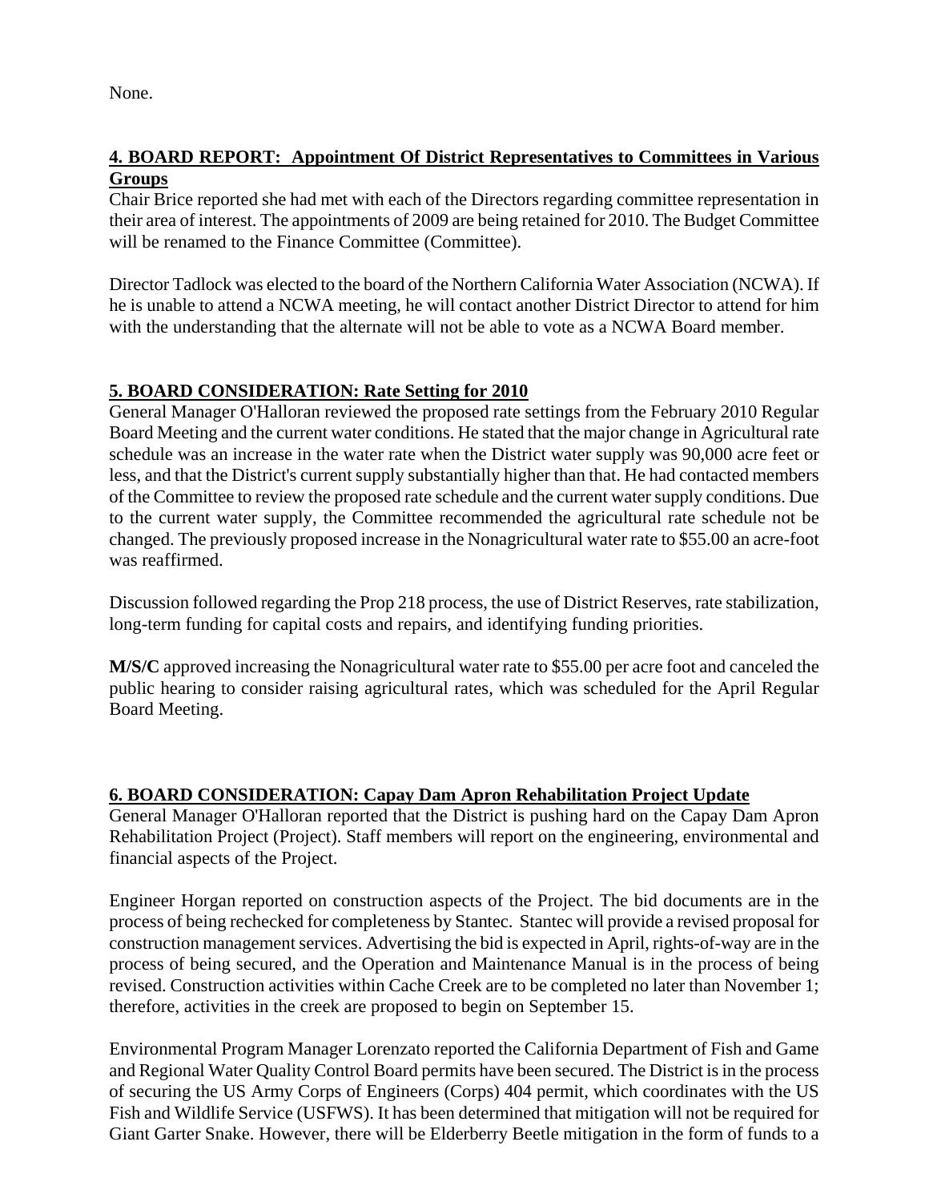None.

## 4. BOARD REPORT: Appointment Of District Representatives to Committees in Various Groups

Chair Brice reported she had met with each of the Directors regarding committee representation in their area of interest. The appointments of 2009 are being retained for 2010. The Budget Committee will be renamed to the Finance Committee (Committee).

Director Tadlock was elected to the board of the Northern California Water Association (NCWA). If he is unable to attend a NCWA meeting, he will contact another District Director to attend for him with the understanding that the alternate will not be able to vote as a NCWA Board member.

## 5. BOARD CONSIDERATION: Rate Setting for 2010

General Manager O'Halloran reviewed the proposed rate settings from the February 2010 Regular Board Meeting and the current water conditions. He stated that the major change in Agricultural rate schedule was an increase in the water rate when the District water supply was 90,000 acre feet or less, and that the District's current supply substantially higher than that. He had contacted members of the Committee to review the proposed rate schedule and the current water supply conditions. Due to the current water supply, the Committee recommended the agricultural rate schedule not be changed. The previously proposed increase in the Nonagricultural water rate to $55.00 an acre-foot was reaffirmed.

Discussion followed regarding the Prop 218 process, the use of District Reserves, rate stabilization, long-term funding for capital costs and repairs, and identifying funding priorities.

**M/S/C** approved increasing the Nonagricultural water rate to $55.00 per acre foot and canceled the public hearing to consider raising agricultural rates, which was scheduled for the April Regular Board Meeting.

## 6. BOARD CONSIDERATION: Capay Dam Apron Rehabilitation Project Update

General Manager O'Halloran reported that the District is pushing hard on the Capay Dam Apron Rehabilitation Project (Project). Staff members will report on the engineering, environmental and financial aspects of the Project.

Engineer Horgan reported on construction aspects of the Project. The bid documents are in the process of being rechecked for completeness by Stantec. Stantec will provide a revised proposal for construction management services. Advertising the bid is expected in April, rights-of-way are in the process of being secured, and the Operation and Maintenance Manual is in the process of being revised. Construction activities within Cache Creek are to be completed no later than November 1; therefore, activities in the creek are proposed to begin on September 15.

Environmental Program Manager Lorenzato reported the California Department of Fish and Game and Regional Water Quality Control Board permits have been secured. The District is in the process of securing the US Army Corps of Engineers (Corps) 404 permit, which coordinates with the US Fish and Wildlife Service (USFWS). It has been determined that mitigation will not be required for Giant Garter Snake. However, there will be Elderberry Beetle mitigation in the form of funds to a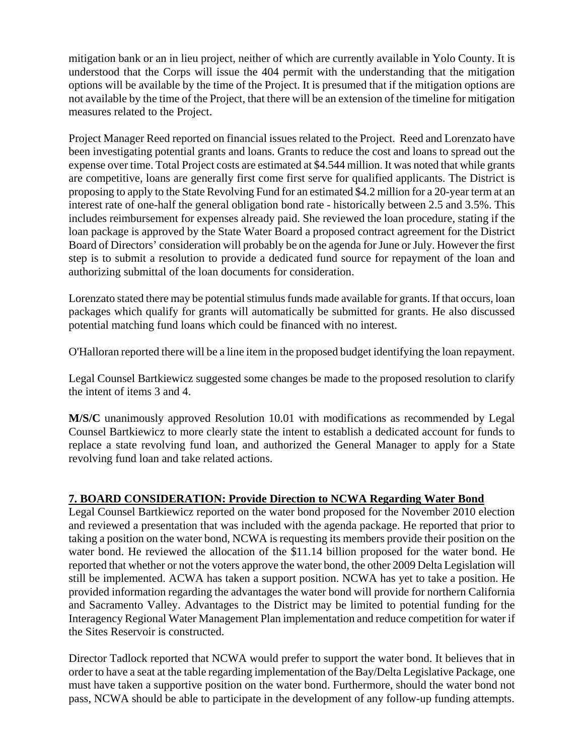mitigation bank or an in lieu project, neither of which are currently available in Yolo County. It is understood that the Corps will issue the 404 permit with the understanding that the mitigation options will be available by the time of the Project. It is presumed that if the mitigation options are not available by the time of the Project, that there will be an extension of the timeline for mitigation measures related to the Project.

Project Manager Reed reported on financial issues related to the Project. Reed and Lorenzato have been investigating potential grants and loans. Grants to reduce the cost and loans to spread out the expense over time. Total Project costs are estimated at $4.544 million. It was noted that while grants are competitive, loans are generally first come first serve for qualified applicants. The District is proposing to apply to the State Revolving Fund for an estimated $4.2 million for a 20-year term at an interest rate of one-half the general obligation bond rate - historically between 2.5 and 3.5%. This includes reimbursement for expenses already paid. She reviewed the loan procedure, stating if the loan package is approved by the State Water Board a proposed contract agreement for the District Board of Directors' consideration will probably be on the agenda for June or July. However the first step is to submit a resolution to provide a dedicated fund source for repayment of the loan and authorizing submittal of the loan documents for consideration.

Lorenzato stated there may be potential stimulus funds made available for grants. If that occurs, loan packages which qualify for grants will automatically be submitted for grants. He also discussed potential matching fund loans which could be financed with no interest.

O'Halloran reported there will be a line item in the proposed budget identifying the loan repayment.

Legal Counsel Bartkiewicz suggested some changes be made to the proposed resolution to clarify the intent of items 3 and 4.

**M/S/C** unanimously approved Resolution 10.01 with modifications as recommended by Legal Counsel Bartkiewicz to more clearly state the intent to establish a dedicated account for funds to replace a state revolving fund loan, and authorized the General Manager to apply for a State revolving fund loan and take related actions.

## 7. BOARD CONSIDERATION: Provide Direction to NCWA Regarding Water Bond

Legal Counsel Bartkiewicz reported on the water bond proposed for the November 2010 election and reviewed a presentation that was included with the agenda package. He reported that prior to taking a position on the water bond, NCWA is requesting its members provide their position on the water bond. He reviewed the allocation of the $11.14 billion proposed for the water bond. He reported that whether or not the voters approve the water bond, the other 2009 Delta Legislation will still be implemented. ACWA has taken a support position. NCWA has yet to take a position. He provided information regarding the advantages the water bond will provide for northern California and Sacramento Valley. Advantages to the District may be limited to potential funding for the Interagency Regional Water Management Plan implementation and reduce competition for water if the Sites Reservoir is constructed.

Director Tadlock reported that NCWA would prefer to support the water bond. It believes that in order to have a seat at the table regarding implementation of the Bay/Delta Legislative Package, one must have taken a supportive position on the water bond. Furthermore, should the water bond not pass, NCWA should be able to participate in the development of any follow-up funding attempts.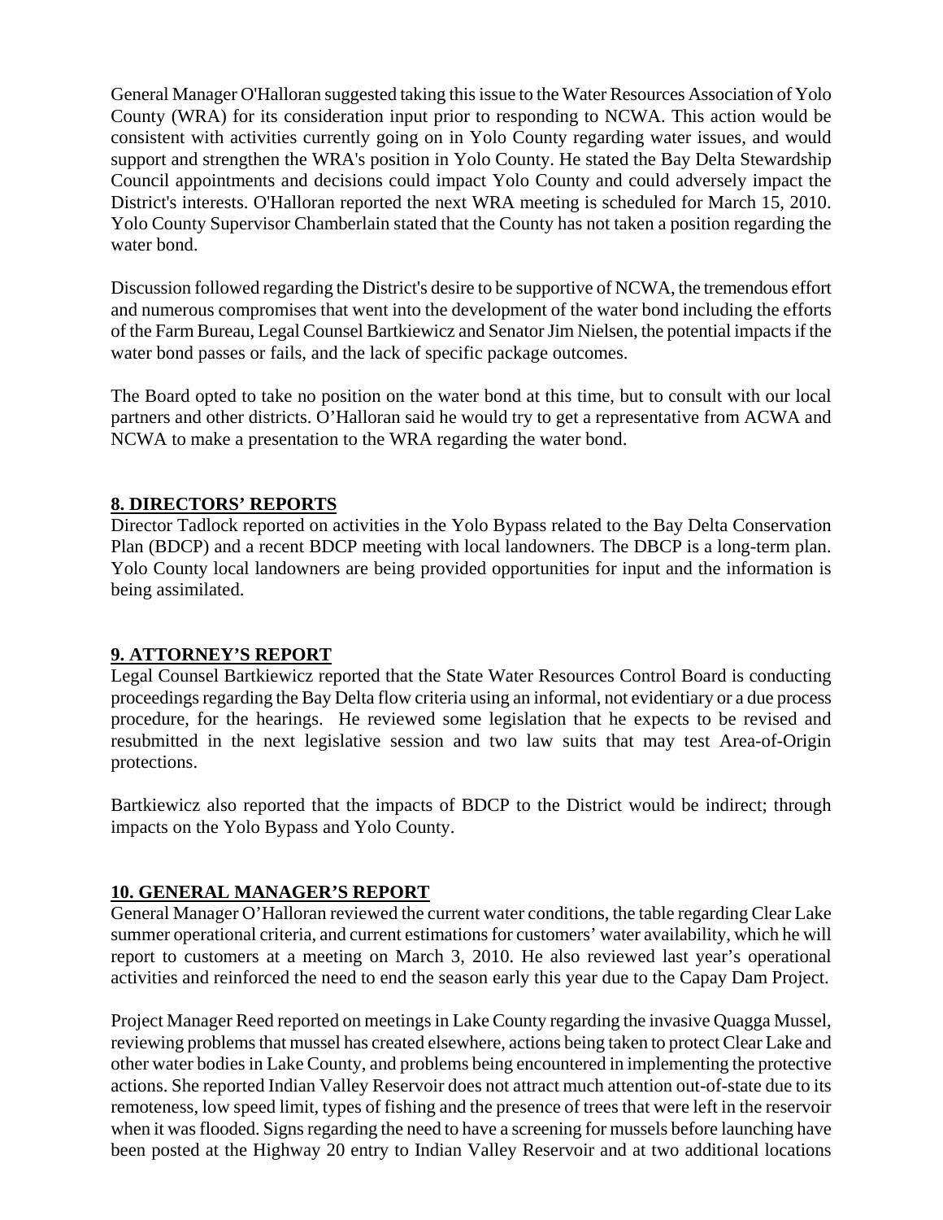General Manager O'Halloran suggested taking this issue to the Water Resources Association of Yolo County (WRA) for its consideration input prior to responding to NCWA. This action would be consistent with activities currently going on in Yolo County regarding water issues, and would support and strengthen the WRA's position in Yolo County. He stated the Bay Delta Stewardship Council appointments and decisions could impact Yolo County and could adversely impact the District's interests. O'Halloran reported the next WRA meeting is scheduled for March 15, 2010. Yolo County Supervisor Chamberlain stated that the County has not taken a position regarding the water bond.

Discussion followed regarding the District's desire to be supportive of NCWA, the tremendous effort and numerous compromises that went into the development of the water bond including the efforts of the Farm Bureau, Legal Counsel Bartkiewicz and Senator Jim Nielsen, the potential impacts if the water bond passes or fails, and the lack of specific package outcomes.

The Board opted to take no position on the water bond at this time, but to consult with our local partners and other districts. O'Halloran said he would try to get a representative from ACWA and NCWA to make a presentation to the WRA regarding the water bond.

## 8. DIRECTORS' REPORTS

Director Tadlock reported on activities in the Yolo Bypass related to the Bay Delta Conservation Plan (BDCP) and a recent BDCP meeting with local landowners. The DBCP is a long-term plan. Yolo County local landowners are being provided opportunities for input and the information is being assimilated.

## 9. ATTORNEY'S REPORT

Legal Counsel Bartkiewicz reported that the State Water Resources Control Board is conducting proceedings regarding the Bay Delta flow criteria using an informal, not evidentiary or a due process procedure, for the hearings. He reviewed some legislation that he expects to be revised and resubmitted in the next legislative session and two law suits that may test Area-of-Origin protections.

Bartkiewicz also reported that the impacts of BDCP to the District would be indirect; through impacts on the Yolo Bypass and Yolo County.

## 10. GENERAL MANAGER'S REPORT

General Manager O'Halloran reviewed the current water conditions, the table regarding Clear Lake summer operational criteria, and current estimations for customers' water availability, which he will report to customers at a meeting on March 3, 2010. He also reviewed last year's operational activities and reinforced the need to end the season early this year due to the Capay Dam Project.

Project Manager Reed reported on meetings in Lake County regarding the invasive Quagga Mussel, reviewing problems that mussel has created elsewhere, actions being taken to protect Clear Lake and other water bodies in Lake County, and problems being encountered in implementing the protective actions. She reported Indian Valley Reservoir does not attract much attention out-of-state due to its remoteness, low speed limit, types of fishing and the presence of trees that were left in the reservoir when it was flooded. Signs regarding the need to have a screening for mussels before launching have been posted at the Highway 20 entry to Indian Valley Reservoir and at two additional locations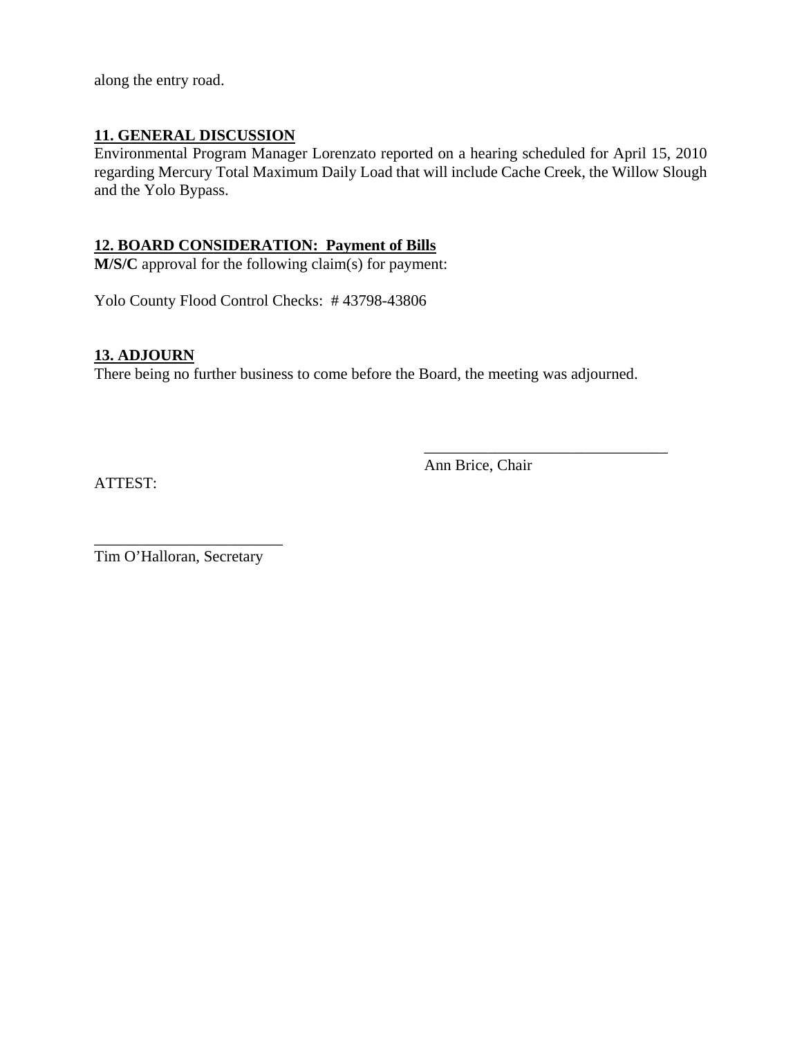along the entry road.

## 11. GENERAL DISCUSSION

Environmental Program Manager Lorenzato reported on a hearing scheduled for April 15, 2010 regarding Mercury Total Maximum Daily Load that will include Cache Creek, the Willow Slough and the Yolo Bypass.

## 12. BOARD CONSIDERATION: Payment of Bills

**M/S/C** approval for the following claim(s) for payment:

Yolo County Flood Control Checks: # 43798-43806

## 13. ADJOURN

There being no further business to come before the Board, the meeting was adjourned.

\_\_\_\_\_\_\_\_\_\_\_\_\_\_\_\_\_\_\_\_\_\_\_\_\_\_\_\_\_\_\_
Ann Brice, Chair

ATTEST:

\_\_\_\_\_\_\_\_\_\_\_\_\_\_\_\_\_\_\_\_\_\_\_\_
Tim O'Halloran, Secretary